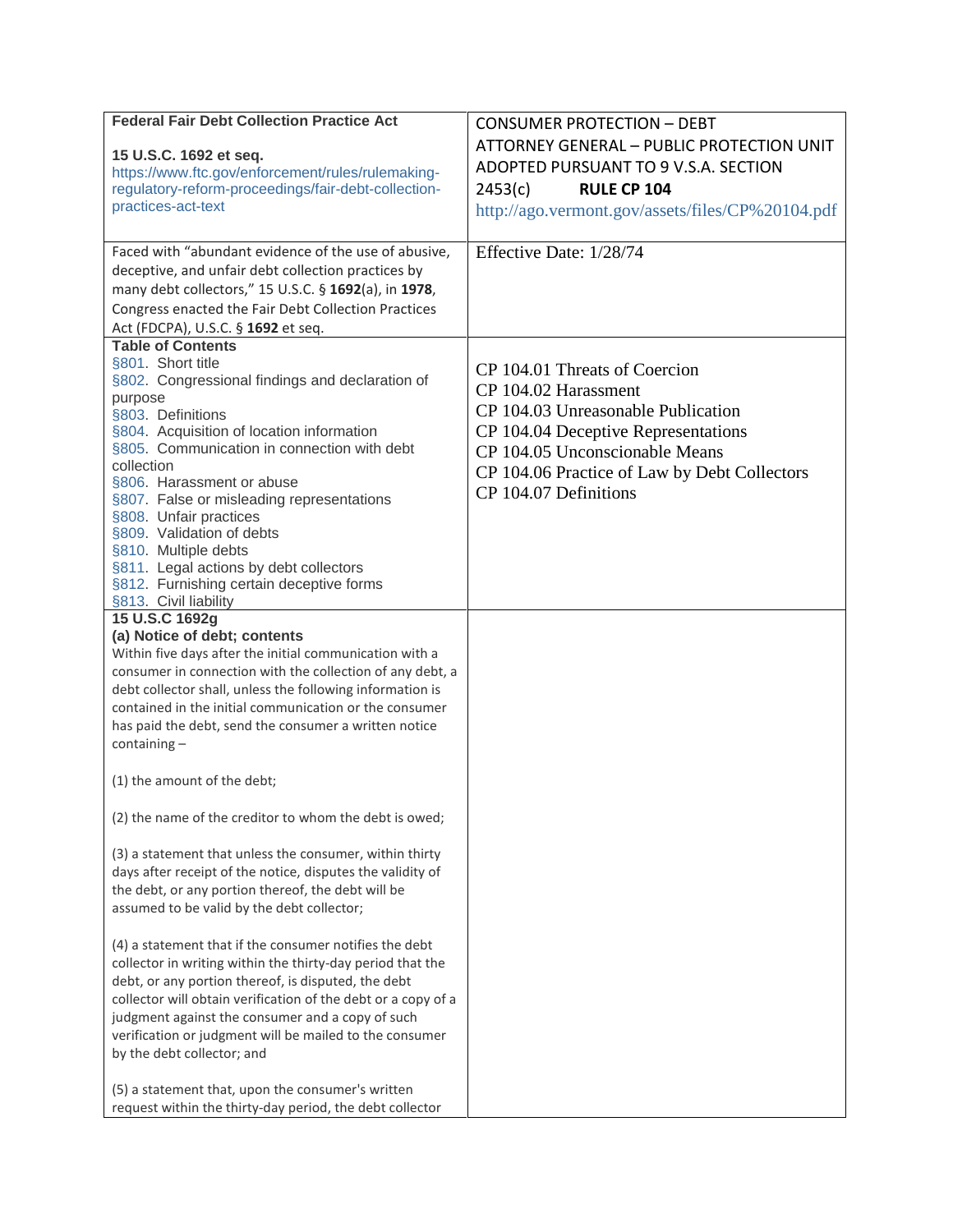| **Federal Fair Debt Collection Practice Act**<br><br>**15 U.S.C. 1692 et seq.**<br>https://www.ftc.gov/enforcement/rules/rulemaking-regulatory-reform-proceedings/fair-debt-collection-practices-act-text | CONSUMER PROTECTION – DEBT<br>ATTORNEY GENERAL – PUBLIC PROTECTION UNIT<br>ADOPTED PURSUANT TO 9 V.S.A. SECTION 2453(c) **RULE CP 104**<br>http://ago.vermont.gov/assets/files/CP%20104.pdf |
|---|---|
| Faced with "abundant evidence of the use of abusive, deceptive, and unfair debt collection practices by many debt collectors," 15 U.S.C. § **1692**(a), in **1978**, Congress enacted the Fair Debt Collection Practices Act (FDCPA), U.S.C. § **1692** et seq. | Effective Date: 1/28/74 |
| **Table of Contents**<br>§801. Short title<br>§802. Congressional findings and declaration of purpose<br>§803. Definitions<br>§804. Acquisition of location information<br>§805. Communication in connection with debt collection<br>§806. Harassment or abuse<br>§807. False or misleading representations<br>§808. Unfair practices<br>§809. Validation of debts<br>§810. Multiple debts<br>§811. Legal actions by debt collectors<br>§812. Furnishing certain deceptive forms<br>§813. Civil liability | CP 104.01 Threats of Coercion<br>CP 104.02 Harassment<br>CP 104.03 Unreasonable Publication<br>CP 104.04 Deceptive Representations<br>CP 104.05 Unconscionable Means<br>CP 104.06 Practice of Law by Debt Collectors<br>CP 104.07 Definitions |
| **15 U.S.C 1692g**<br>**(a) Notice of debt; contents**<br>Within five days after the initial communication with a consumer in connection with the collection of any debt, a debt collector shall, unless the following information is contained in the initial communication or the consumer has paid the debt, send the consumer a written notice containing –<br><br>(1) the amount of the debt;<br><br>(2) the name of the creditor to whom the debt is owed;<br><br>(3) a statement that unless the consumer, within thirty days after receipt of the notice, disputes the validity of the debt, or any portion thereof, the debt will be assumed to be valid by the debt collector;<br><br>(4) a statement that if the consumer notifies the debt collector in writing within the thirty-day period that the debt, or any portion thereof, is disputed, the debt collector will obtain verification of the debt or a copy of a judgment against the consumer and a copy of such verification or judgment will be mailed to the consumer by the debt collector; and<br><br>(5) a statement that, upon the consumer's written request within the thirty-day period, the debt collector | |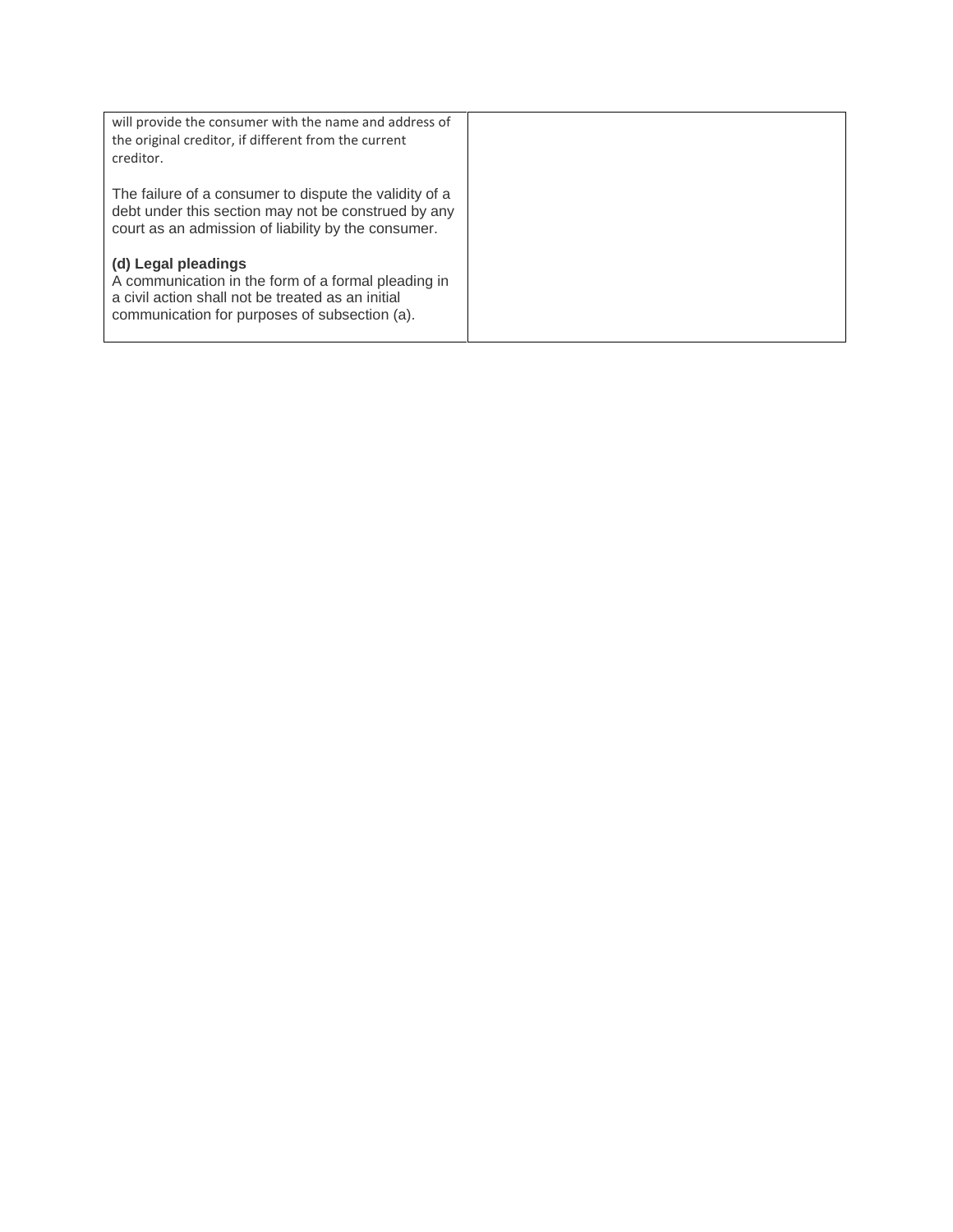| | |
|---|---|
| will provide the consumer with the name and address of the original creditor, if different from the current creditor.<br><br>The failure of a consumer to dispute the validity of a debt under this section may not be construed by any court as an admission of liability by the consumer.<br><br>**(d) Legal pleadings**<br>A communication in the form of a formal pleading in a civil action shall not be treated as an initial communication for purposes of subsection (a). | |